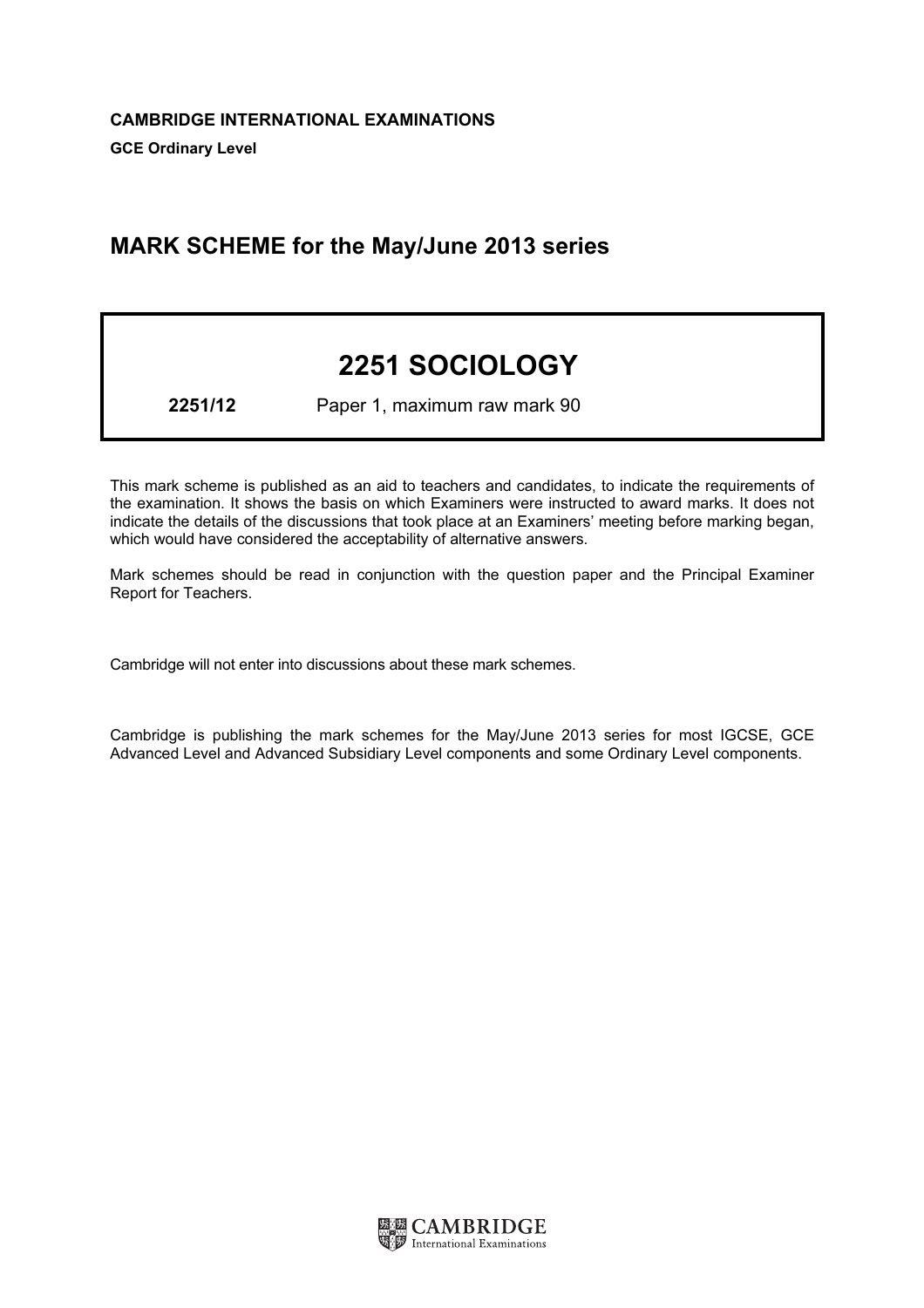**CAMBRIDGE INTERNATIONAL EXAMINATIONS**

**GCE Ordinary Level**

## MARK SCHEME for the May/June 2013 series

# 2251 SOCIOLOGY

**2251/12** Paper 1, maximum raw mark 90

This mark scheme is published as an aid to teachers and candidates, to indicate the requirements of the examination. It shows the basis on which Examiners were instructed to award marks. It does not indicate the details of the discussions that took place at an Examiners' meeting before marking began, which would have considered the acceptability of alternative answers.

Mark schemes should be read in conjunction with the question paper and the Principal Examiner Report for Teachers.

Cambridge will not enter into discussions about these mark schemes.

Cambridge is publishing the mark schemes for the May/June 2013 series for most IGCSE, GCE Advanced Level and Advanced Subsidiary Level components and some Ordinary Level components.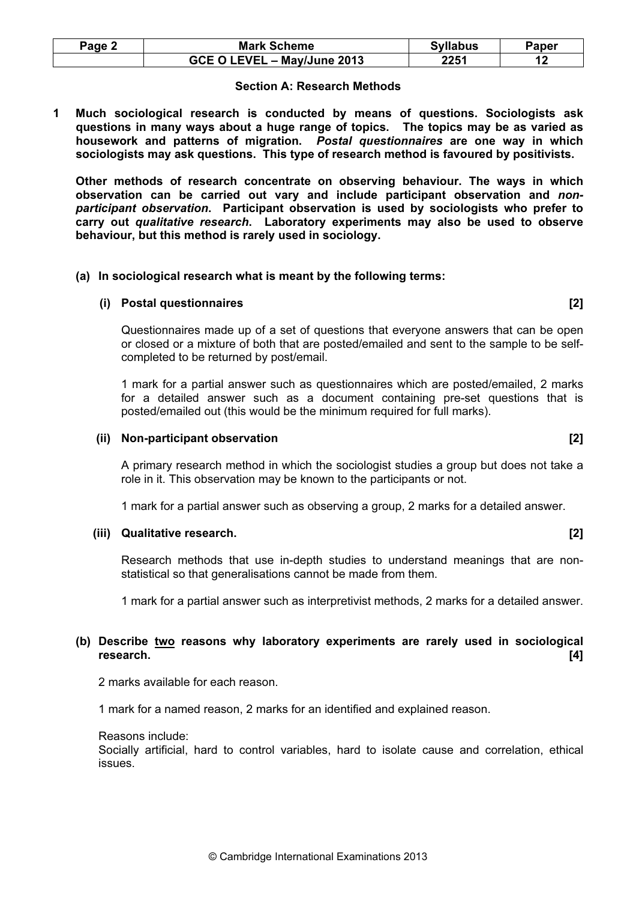## Section A: Research Methods

**1 Much sociological research is conducted by means of questions. Sociologists ask questions in many ways about a huge range of topics. The topics may be as varied as housework and patterns of migration. *Postal questionnaires* are one way in which sociologists may ask questions. This type of research method is favoured by positivists.**

**Other methods of research concentrate on observing behaviour. The ways in which observation can be carried out vary and include participant observation and *non-participant observation*. Participant observation is used by sociologists who prefer to carry out *qualitative research*. Laboratory experiments may also be used to observe behaviour, but this method is rarely used in sociology.**

**(a) In sociological research what is meant by the following terms:**

**(i) Postal questionnaires [2]**

Questionnaires made up of a set of questions that everyone answers that can be open or closed or a mixture of both that are posted/emailed and sent to the sample to be self-completed to be returned by post/email.

1 mark for a partial answer such as questionnaires which are posted/emailed, 2 marks for a detailed answer such as a document containing pre-set questions that is posted/emailed out (this would be the minimum required for full marks).

**(ii) Non-participant observation [2]**

A primary research method in which the sociologist studies a group but does not take a role in it. This observation may be known to the participants or not.

1 mark for a partial answer such as observing a group, 2 marks for a detailed answer.

**(iii) Qualitative research. [2]**

Research methods that use in-depth studies to understand meanings that are non-statistical so that generalisations cannot be made from them.

1 mark for a partial answer such as interpretivist methods, 2 marks for a detailed answer.

**(b) Describe two reasons why laboratory experiments are rarely used in sociological research. [4]**

2 marks available for each reason.

1 mark for a named reason, 2 marks for an identified and explained reason.

Reasons include:
Socially artificial, hard to control variables, hard to isolate cause and correlation, ethical issues.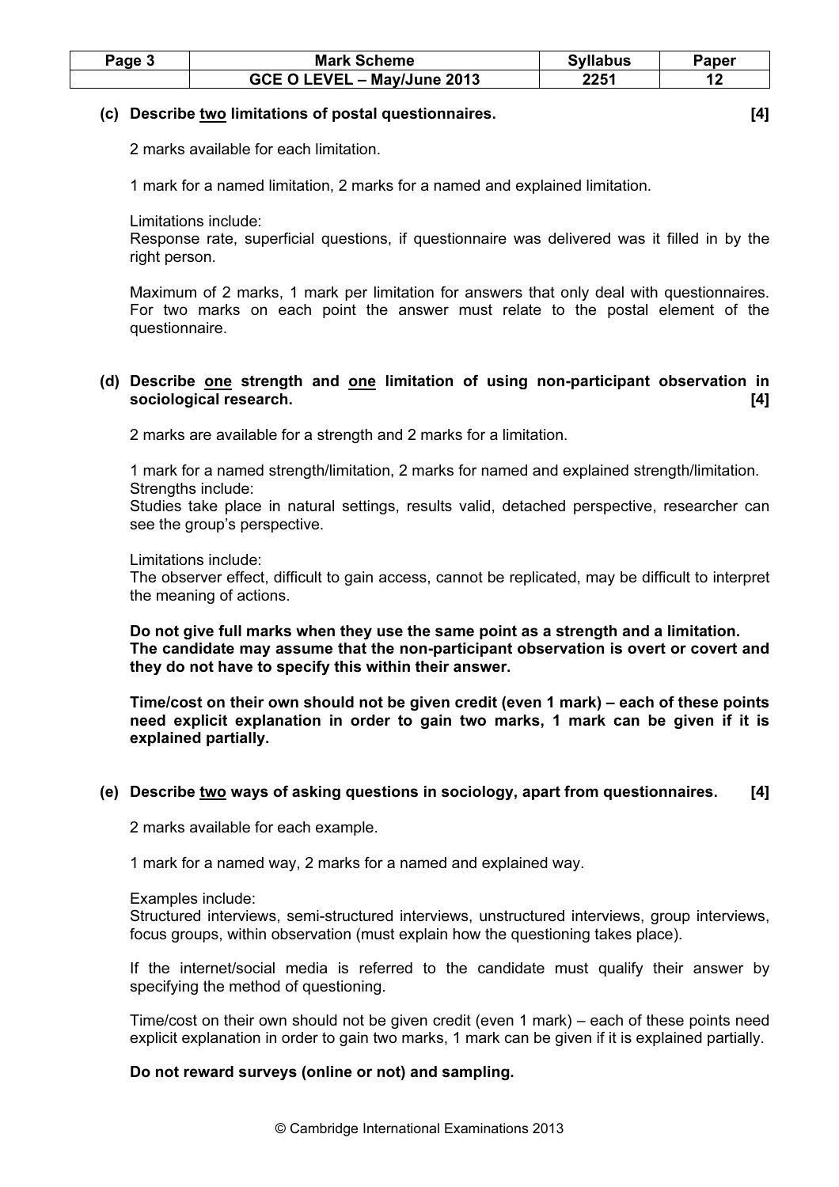**(c) Describe two limitations of postal questionnaires. [4]**

2 marks available for each limitation.

1 mark for a named limitation, 2 marks for a named and explained limitation.

Limitations include:
Response rate, superficial questions, if questionnaire was delivered was it filled in by the right person.

Maximum of 2 marks, 1 mark per limitation for answers that only deal with questionnaires. For two marks on each point the answer must relate to the postal element of the questionnaire.

**(d) Describe one strength and one limitation of using non-participant observation in sociological research. [4]**

2 marks are available for a strength and 2 marks for a limitation.

1 mark for a named strength/limitation, 2 marks for named and explained strength/limitation.
Strengths include:
Studies take place in natural settings, results valid, detached perspective, researcher can see the group's perspective.

Limitations include:
The observer effect, difficult to gain access, cannot be replicated, may be difficult to interpret the meaning of actions.

**Do not give full marks when they use the same point as a strength and a limitation. The candidate may assume that the non-participant observation is overt or covert and they do not have to specify this within their answer.**

**Time/cost on their own should not be given credit (even 1 mark) – each of these points need explicit explanation in order to gain two marks, 1 mark can be given if it is explained partially.**

**(e) Describe two ways of asking questions in sociology, apart from questionnaires. [4]**

2 marks available for each example.

1 mark for a named way, 2 marks for a named and explained way.

Examples include:
Structured interviews, semi-structured interviews, unstructured interviews, group interviews, focus groups, within observation (must explain how the questioning takes place).

If the internet/social media is referred to the candidate must qualify their answer by specifying the method of questioning.

Time/cost on their own should not be given credit (even 1 mark) – each of these points need explicit explanation in order to gain two marks, 1 mark can be given if it is explained partially.

**Do not reward surveys (online or not) and sampling.**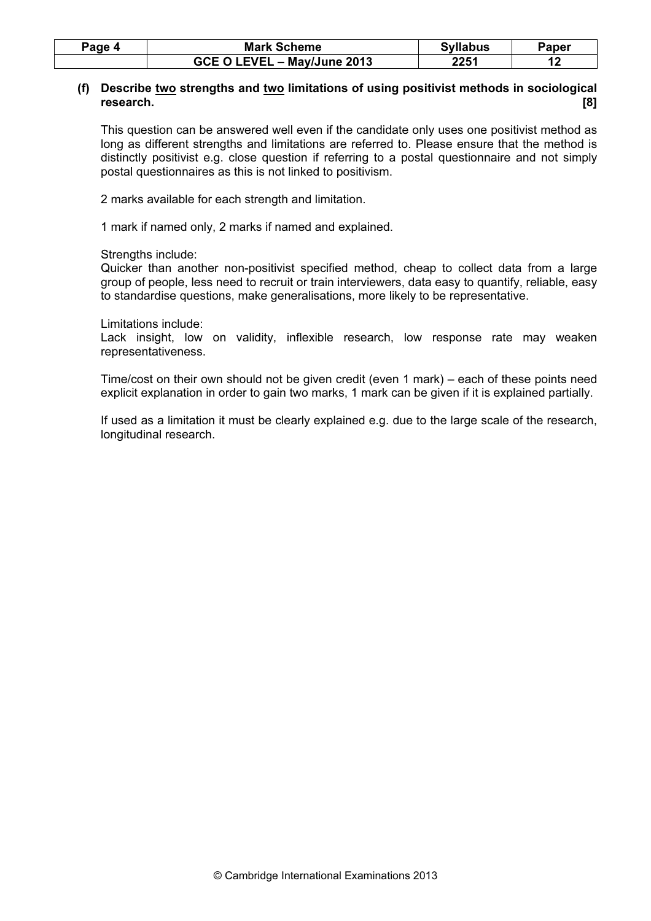**(f) Describe <u>two</u> strengths and <u>two</u> limitations of using positivist methods in sociological research. [8]**

This question can be answered well even if the candidate only uses one positivist method as long as different strengths and limitations are referred to. Please ensure that the method is distinctly positivist e.g. close question if referring to a postal questionnaire and not simply postal questionnaires as this is not linked to positivism.

2 marks available for each strength and limitation.

1 mark if named only, 2 marks if named and explained.

Strengths include:
Quicker than another non-positivist specified method, cheap to collect data from a large group of people, less need to recruit or train interviewers, data easy to quantify, reliable, easy to standardise questions, make generalisations, more likely to be representative.

Limitations include:
Lack insight, low on validity, inflexible research, low response rate may weaken representativeness.

Time/cost on their own should not be given credit (even 1 mark) – each of these points need explicit explanation in order to gain two marks, 1 mark can be given if it is explained partially.

If used as a limitation it must be clearly explained e.g. due to the large scale of the research, longitudinal research.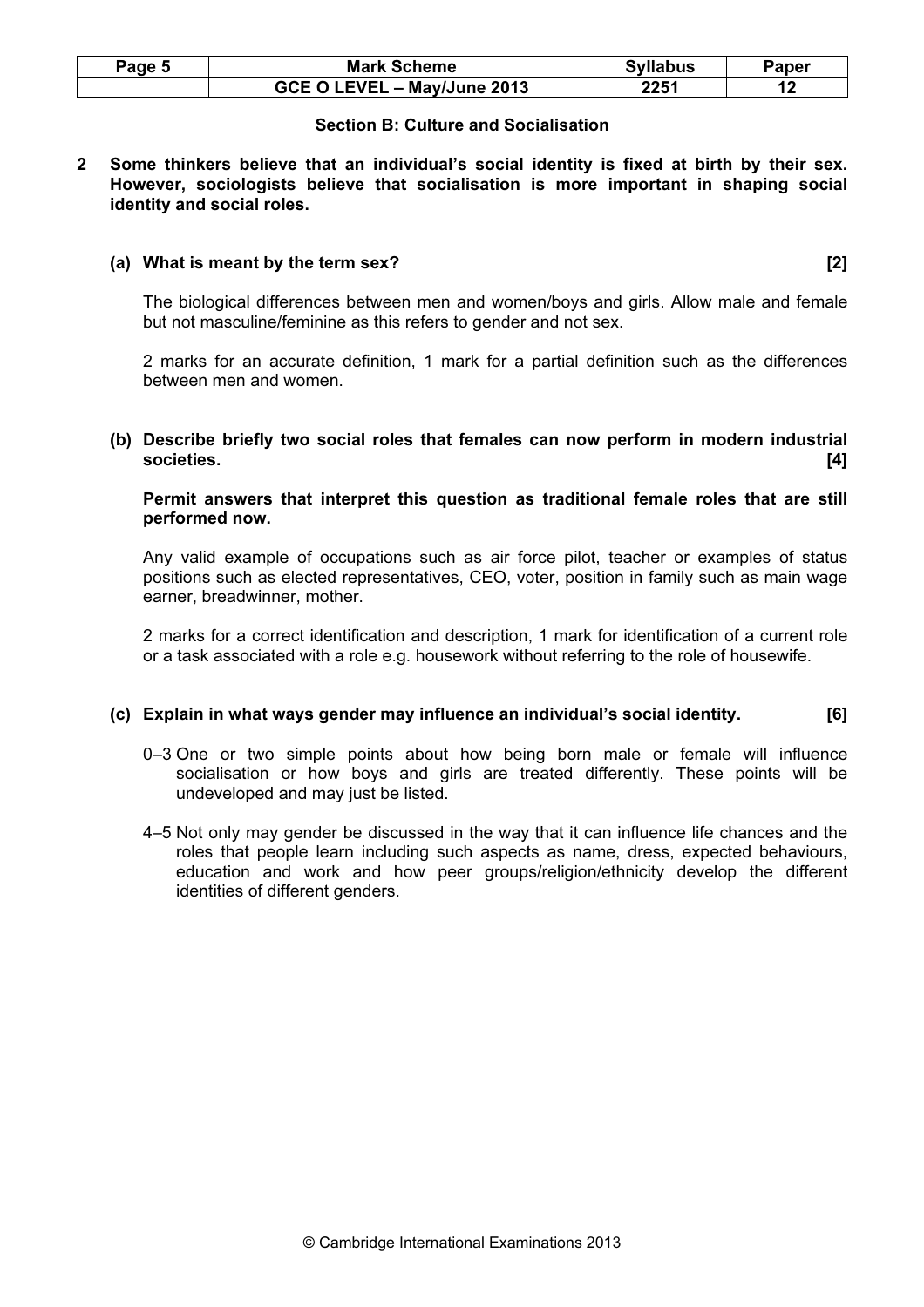## Section B: Culture and Socialisation

**2 Some thinkers believe that an individual's social identity is fixed at birth by their sex. However, sociologists believe that socialisation is more important in shaping social identity and social roles.**

**(a) What is meant by the term sex? [2]**

The biological differences between men and women/boys and girls. Allow male and female but not masculine/feminine as this refers to gender and not sex.

2 marks for an accurate definition, 1 mark for a partial definition such as the differences between men and women.

**(b) Describe briefly two social roles that females can now perform in modern industrial societies. [4]**

**Permit answers that interpret this question as traditional female roles that are still performed now.**

Any valid example of occupations such as air force pilot, teacher or examples of status positions such as elected representatives, CEO, voter, position in family such as main wage earner, breadwinner, mother.

2 marks for a correct identification and description, 1 mark for identification of a current role or a task associated with a role e.g. housework without referring to the role of housewife.

**(c) Explain in what ways gender may influence an individual's social identity. [6]**

0–3 One or two simple points about how being born male or female will influence socialisation or how boys and girls are treated differently. These points will be undeveloped and may just be listed.

4–5 Not only may gender be discussed in the way that it can influence life chances and the roles that people learn including such aspects as name, dress, expected behaviours, education and work and how peer groups/religion/ethnicity develop the different identities of different genders.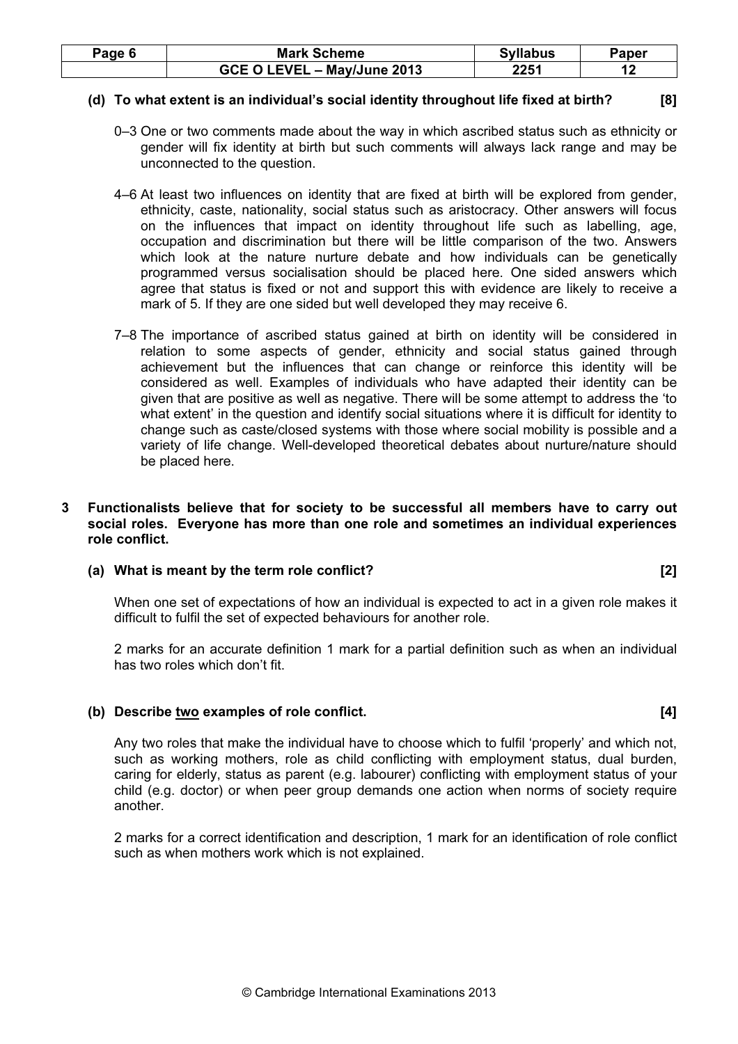**(d) To what extent is an individual's social identity throughout life fixed at birth? [8]**

0–3 One or two comments made about the way in which ascribed status such as ethnicity or gender will fix identity at birth but such comments will always lack range and may be unconnected to the question.

4–6 At least two influences on identity that are fixed at birth will be explored from gender, ethnicity, caste, nationality, social status such as aristocracy. Other answers will focus on the influences that impact on identity throughout life such as labelling, age, occupation and discrimination but there will be little comparison of the two. Answers which look at the nature nurture debate and how individuals can be genetically programmed versus socialisation should be placed here. One sided answers which agree that status is fixed or not and support this with evidence are likely to receive a mark of 5. If they are one sided but well developed they may receive 6.

7–8 The importance of ascribed status gained at birth on identity will be considered in relation to some aspects of gender, ethnicity and social status gained through achievement but the influences that can change or reinforce this identity will be considered as well. Examples of individuals who have adapted their identity can be given that are positive as well as negative. There will be some attempt to address the 'to what extent' in the question and identify social situations where it is difficult for identity to change such as caste/closed systems with those where social mobility is possible and a variety of life change. Well-developed theoretical debates about nurture/nature should be placed here.

**3 Functionalists believe that for society to be successful all members have to carry out social roles. Everyone has more than one role and sometimes an individual experiences role conflict.**

**(a) What is meant by the term role conflict? [2]**

When one set of expectations of how an individual is expected to act in a given role makes it difficult to fulfil the set of expected behaviours for another role.

2 marks for an accurate definition 1 mark for a partial definition such as when an individual has two roles which don't fit.

**(b) Describe <u>two</u> examples of role conflict. [4]**

Any two roles that make the individual have to choose which to fulfil 'properly' and which not, such as working mothers, role as child conflicting with employment status, dual burden, caring for elderly, status as parent (e.g. labourer) conflicting with employment status of your child (e.g. doctor) or when peer group demands one action when norms of society require another.

2 marks for a correct identification and description, 1 mark for an identification of role conflict such as when mothers work which is not explained.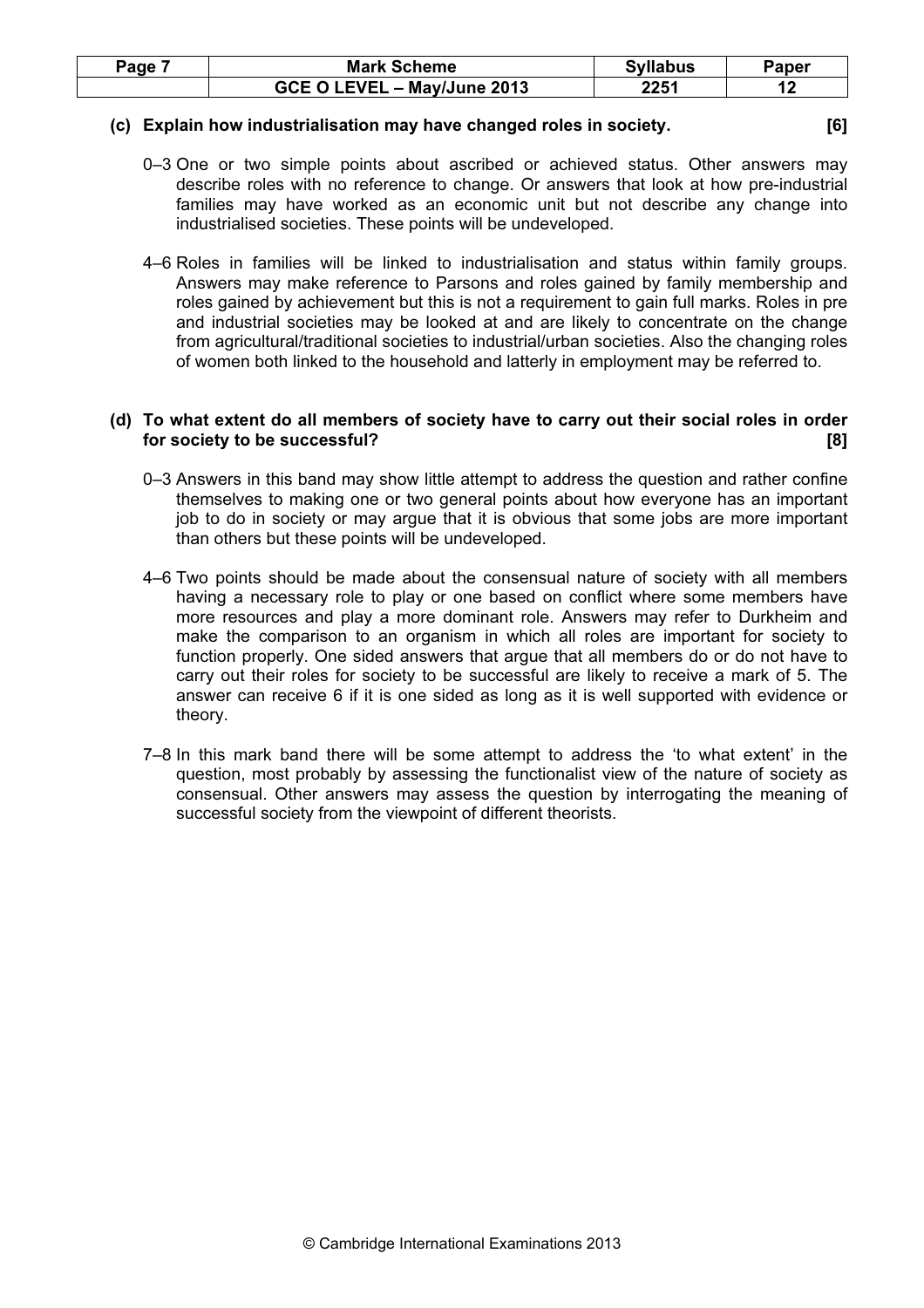**(c) Explain how industrialisation may have changed roles in society. [6]**

0–3 One or two simple points about ascribed or achieved status. Other answers may describe roles with no reference to change. Or answers that look at how pre-industrial families may have worked as an economic unit but not describe any change into industrialised societies. These points will be undeveloped.

4–6 Roles in families will be linked to industrialisation and status within family groups. Answers may make reference to Parsons and roles gained by family membership and roles gained by achievement but this is not a requirement to gain full marks. Roles in pre and industrial societies may be looked at and are likely to concentrate on the change from agricultural/traditional societies to industrial/urban societies. Also the changing roles of women both linked to the household and latterly in employment may be referred to.

**(d) To what extent do all members of society have to carry out their social roles in order for society to be successful? [8]**

0–3 Answers in this band may show little attempt to address the question and rather confine themselves to making one or two general points about how everyone has an important job to do in society or may argue that it is obvious that some jobs are more important than others but these points will be undeveloped.

4–6 Two points should be made about the consensual nature of society with all members having a necessary role to play or one based on conflict where some members have more resources and play a more dominant role. Answers may refer to Durkheim and make the comparison to an organism in which all roles are important for society to function properly. One sided answers that argue that all members do or do not have to carry out their roles for society to be successful are likely to receive a mark of 5. The answer can receive 6 if it is one sided as long as it is well supported with evidence or theory.

7–8 In this mark band there will be some attempt to address the 'to what extent' in the question, most probably by assessing the functionalist view of the nature of society as consensual. Other answers may assess the question by interrogating the meaning of successful society from the viewpoint of different theorists.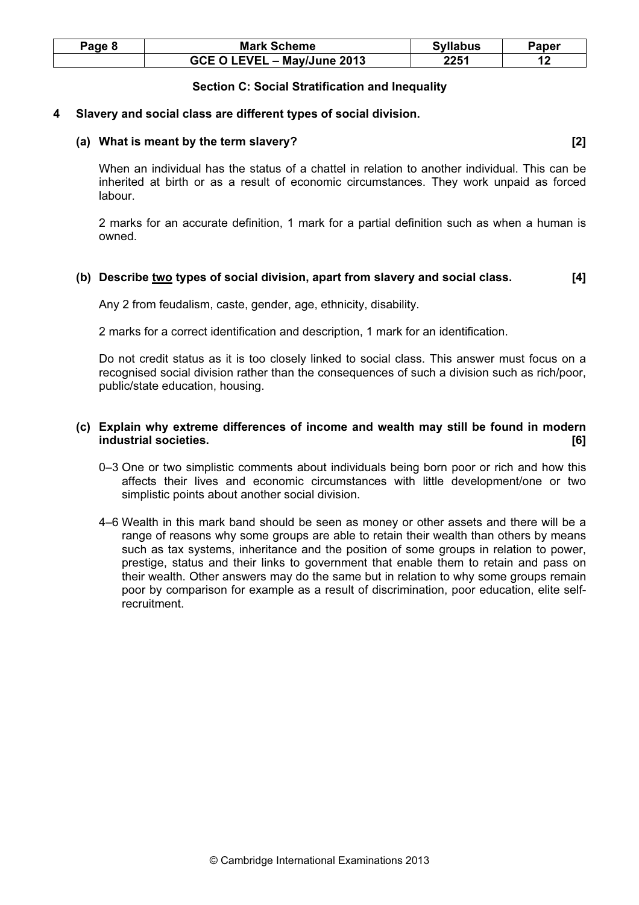## Section C: Social Stratification and Inequality

**4 Slavery and social class are different types of social division.**

**(a) What is meant by the term slavery? [2]**

When an individual has the status of a chattel in relation to another individual. This can be inherited at birth or as a result of economic circumstances. They work unpaid as forced labour.

2 marks for an accurate definition, 1 mark for a partial definition such as when a human is owned.

**(b) Describe two types of social division, apart from slavery and social class. [4]**

Any 2 from feudalism, caste, gender, age, ethnicity, disability.

2 marks for a correct identification and description, 1 mark for an identification.

Do not credit status as it is too closely linked to social class. This answer must focus on a recognised social division rather than the consequences of such a division such as rich/poor, public/state education, housing.

**(c) Explain why extreme differences of income and wealth may still be found in modern industrial societies. [6]**

0–3 One or two simplistic comments about individuals being born poor or rich and how this affects their lives and economic circumstances with little development/one or two simplistic points about another social division.

4–6 Wealth in this mark band should be seen as money or other assets and there will be a range of reasons why some groups are able to retain their wealth than others by means such as tax systems, inheritance and the position of some groups in relation to power, prestige, status and their links to government that enable them to retain and pass on their wealth. Other answers may do the same but in relation to why some groups remain poor by comparison for example as a result of discrimination, poor education, elite self-recruitment.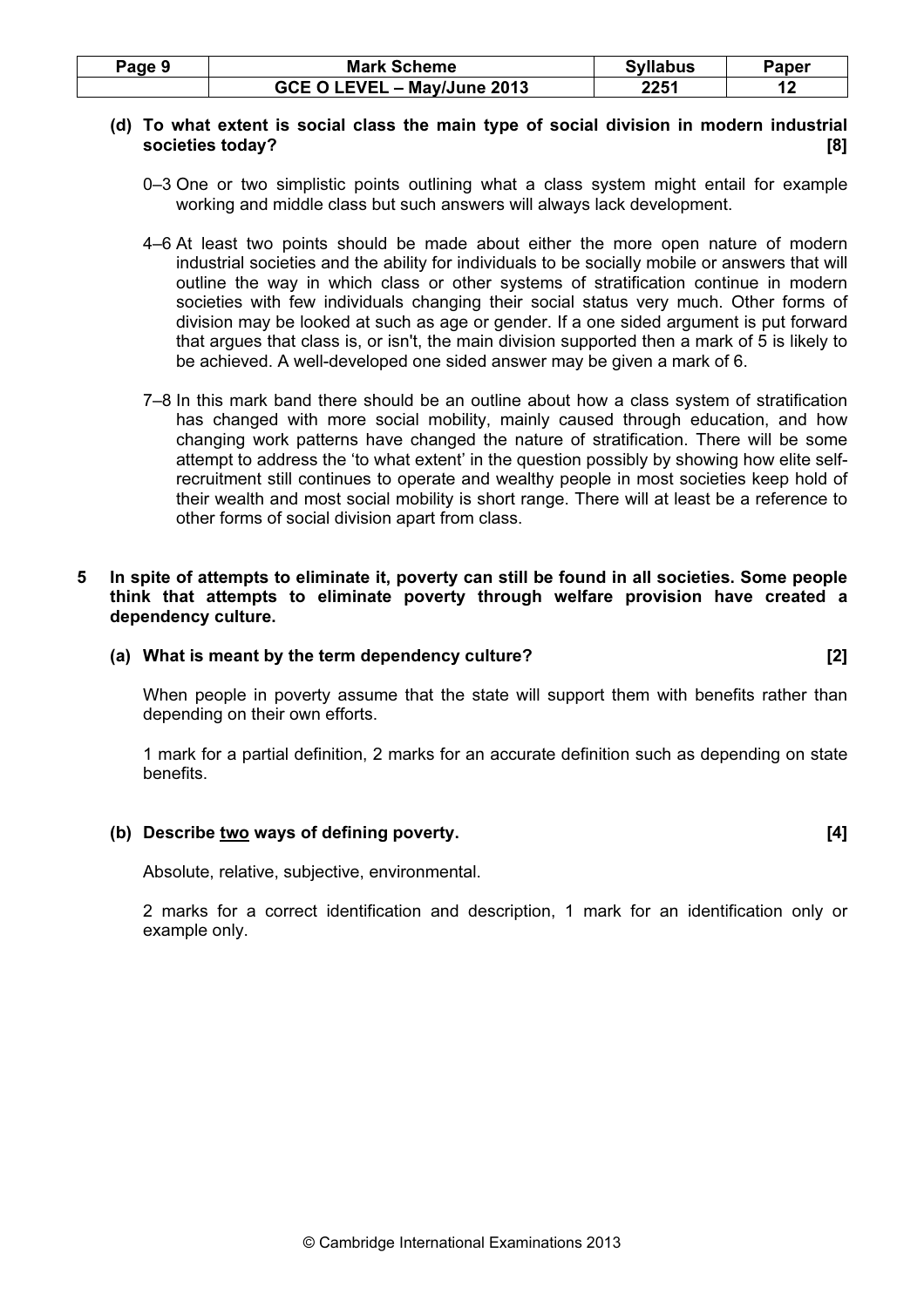**(d) To what extent is social class the main type of social division in modern industrial societies today? [8]**

0–3 One or two simplistic points outlining what a class system might entail for example working and middle class but such answers will always lack development.

4–6 At least two points should be made about either the more open nature of modern industrial societies and the ability for individuals to be socially mobile or answers that will outline the way in which class or other systems of stratification continue in modern societies with few individuals changing their social status very much. Other forms of division may be looked at such as age or gender. If a one sided argument is put forward that argues that class is, or isn't, the main division supported then a mark of 5 is likely to be achieved. A well-developed one sided answer may be given a mark of 6.

7–8 In this mark band there should be an outline about how a class system of stratification has changed with more social mobility, mainly caused through education, and how changing work patterns have changed the nature of stratification. There will be some attempt to address the 'to what extent' in the question possibly by showing how elite self-recruitment still continues to operate and wealthy people in most societies keep hold of their wealth and most social mobility is short range. There will at least be a reference to other forms of social division apart from class.

**5 In spite of attempts to eliminate it, poverty can still be found in all societies. Some people think that attempts to eliminate poverty through welfare provision have created a dependency culture.**

**(a) What is meant by the term dependency culture? [2]**

When people in poverty assume that the state will support them with benefits rather than depending on their own efforts.

1 mark for a partial definition, 2 marks for an accurate definition such as depending on state benefits.

**(b) Describe <u>two</u> ways of defining poverty. [4]**

Absolute, relative, subjective, environmental.

2 marks for a correct identification and description, 1 mark for an identification only or example only.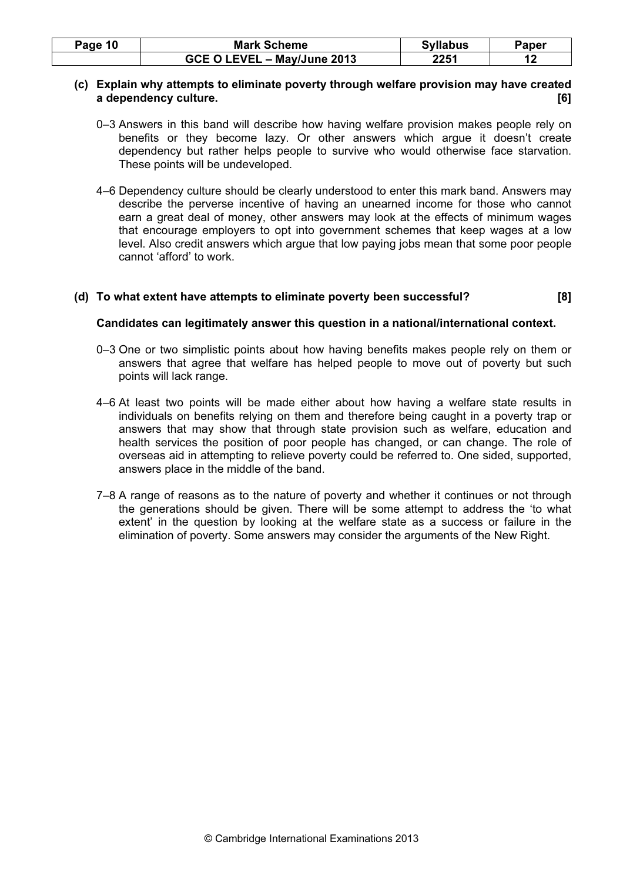**(c) Explain why attempts to eliminate poverty through welfare provision may have created a dependency culture. [6]**

0–3 Answers in this band will describe how having welfare provision makes people rely on benefits or they become lazy. Or other answers which argue it doesn't create dependency but rather helps people to survive who would otherwise face starvation. These points will be undeveloped.

4–6 Dependency culture should be clearly understood to enter this mark band. Answers may describe the perverse incentive of having an unearned income for those who cannot earn a great deal of money, other answers may look at the effects of minimum wages that encourage employers to opt into government schemes that keep wages at a low level. Also credit answers which argue that low paying jobs mean that some poor people cannot 'afford' to work.

**(d) To what extent have attempts to eliminate poverty been successful? [8]**

**Candidates can legitimately answer this question in a national/international context.**

0–3 One or two simplistic points about how having benefits makes people rely on them or answers that agree that welfare has helped people to move out of poverty but such points will lack range.

4–6 At least two points will be made either about how having a welfare state results in individuals on benefits relying on them and therefore being caught in a poverty trap or answers that may show that through state provision such as welfare, education and health services the position of poor people has changed, or can change. The role of overseas aid in attempting to relieve poverty could be referred to. One sided, supported, answers place in the middle of the band.

7–8 A range of reasons as to the nature of poverty and whether it continues or not through the generations should be given. There will be some attempt to address the 'to what extent' in the question by looking at the welfare state as a success or failure in the elimination of poverty. Some answers may consider the arguments of the New Right.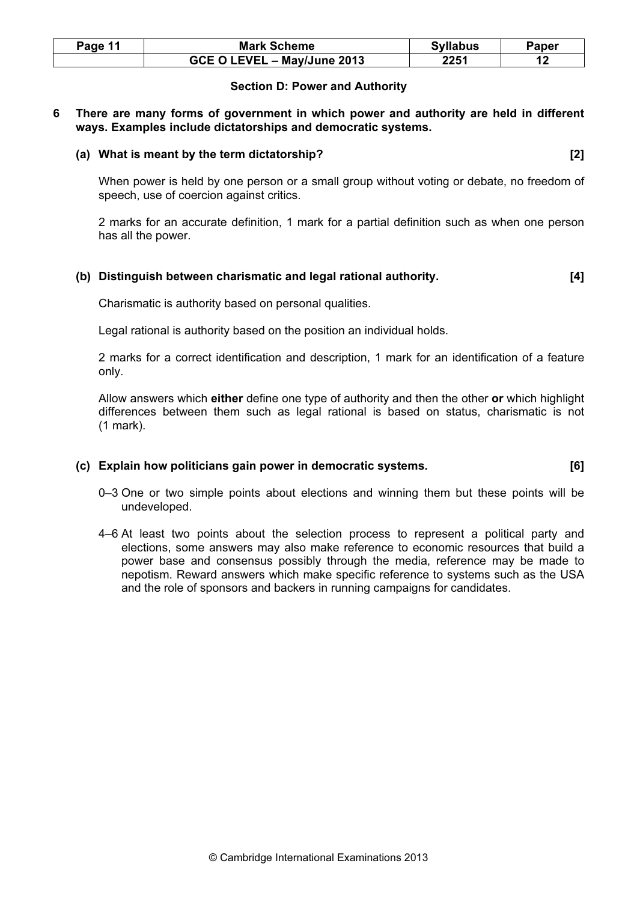## Section D: Power and Authority

**6 There are many forms of government in which power and authority are held in different ways. Examples include dictatorships and democratic systems.**

**(a) What is meant by the term dictatorship? [2]**

When power is held by one person or a small group without voting or debate, no freedom of speech, use of coercion against critics.

2 marks for an accurate definition, 1 mark for a partial definition such as when one person has all the power.

**(b) Distinguish between charismatic and legal rational authority. [4]**

Charismatic is authority based on personal qualities.

Legal rational is authority based on the position an individual holds.

2 marks for a correct identification and description, 1 mark for an identification of a feature only.

Allow answers which **either** define one type of authority and then the other **or** which highlight differences between them such as legal rational is based on status, charismatic is not (1 mark).

**(c) Explain how politicians gain power in democratic systems. [6]**

0–3 One or two simple points about elections and winning them but these points will be undeveloped.

4–6 At least two points about the selection process to represent a political party and elections, some answers may also make reference to economic resources that build a power base and consensus possibly through the media, reference may be made to nepotism. Reward answers which make specific reference to systems such as the USA and the role of sponsors and backers in running campaigns for candidates.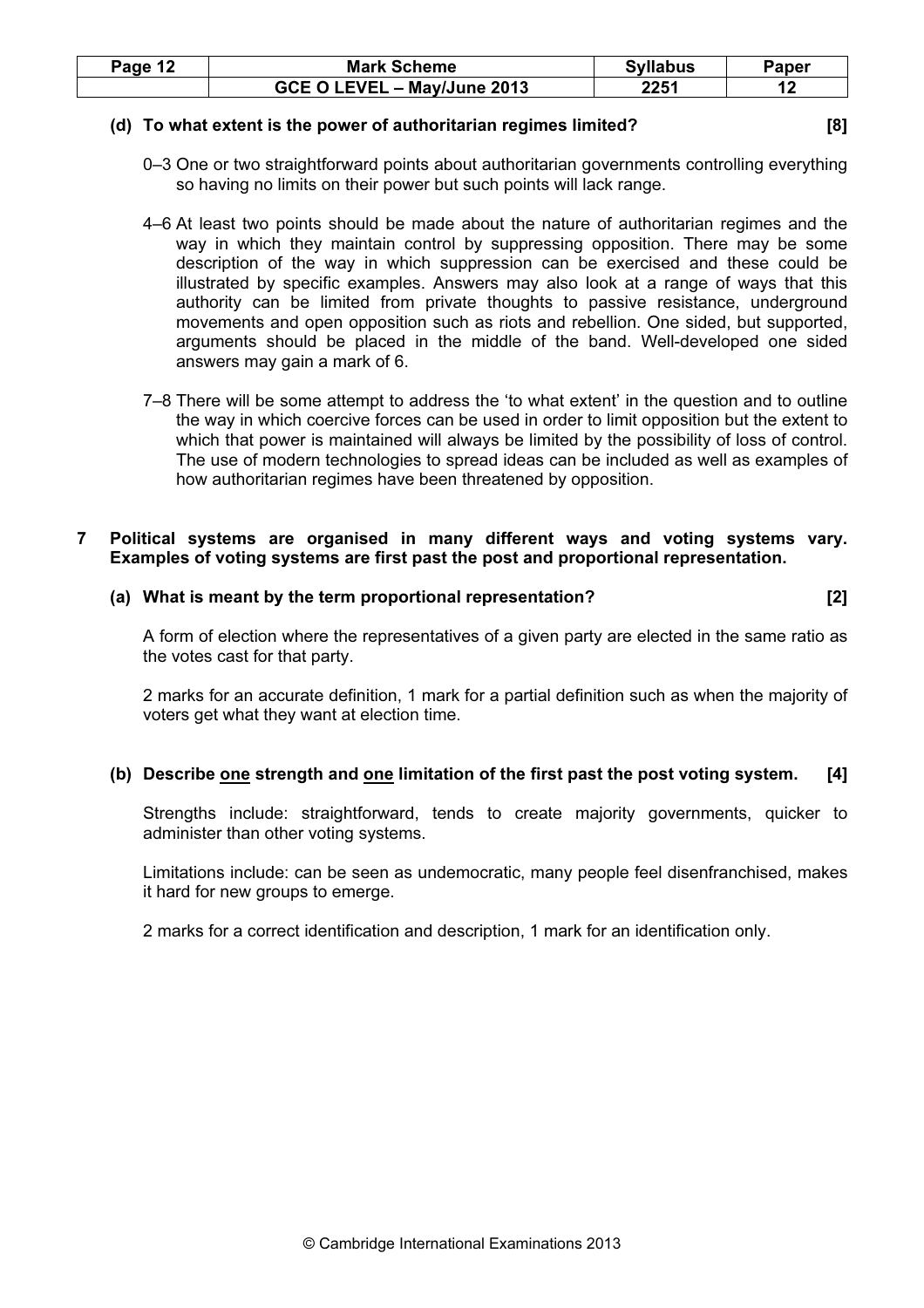**(d) To what extent is the power of authoritarian regimes limited? [8]**

0–3 One or two straightforward points about authoritarian governments controlling everything so having no limits on their power but such points will lack range.

4–6 At least two points should be made about the nature of authoritarian regimes and the way in which they maintain control by suppressing opposition. There may be some description of the way in which suppression can be exercised and these could be illustrated by specific examples. Answers may also look at a range of ways that this authority can be limited from private thoughts to passive resistance, underground movements and open opposition such as riots and rebellion. One sided, but supported, arguments should be placed in the middle of the band. Well-developed one sided answers may gain a mark of 6.

7–8 There will be some attempt to address the 'to what extent' in the question and to outline the way in which coercive forces can be used in order to limit opposition but the extent to which that power is maintained will always be limited by the possibility of loss of control. The use of modern technologies to spread ideas can be included as well as examples of how authoritarian regimes have been threatened by opposition.

**7 Political systems are organised in many different ways and voting systems vary. Examples of voting systems are first past the post and proportional representation.**

**(a) What is meant by the term proportional representation? [2]**

A form of election where the representatives of a given party are elected in the same ratio as the votes cast for that party.

2 marks for an accurate definition, 1 mark for a partial definition such as when the majority of voters get what they want at election time.

**(b) Describe one strength and one limitation of the first past the post voting system. [4]**

Strengths include: straightforward, tends to create majority governments, quicker to administer than other voting systems.

Limitations include: can be seen as undemocratic, many people feel disenfranchised, makes it hard for new groups to emerge.

2 marks for a correct identification and description, 1 mark for an identification only.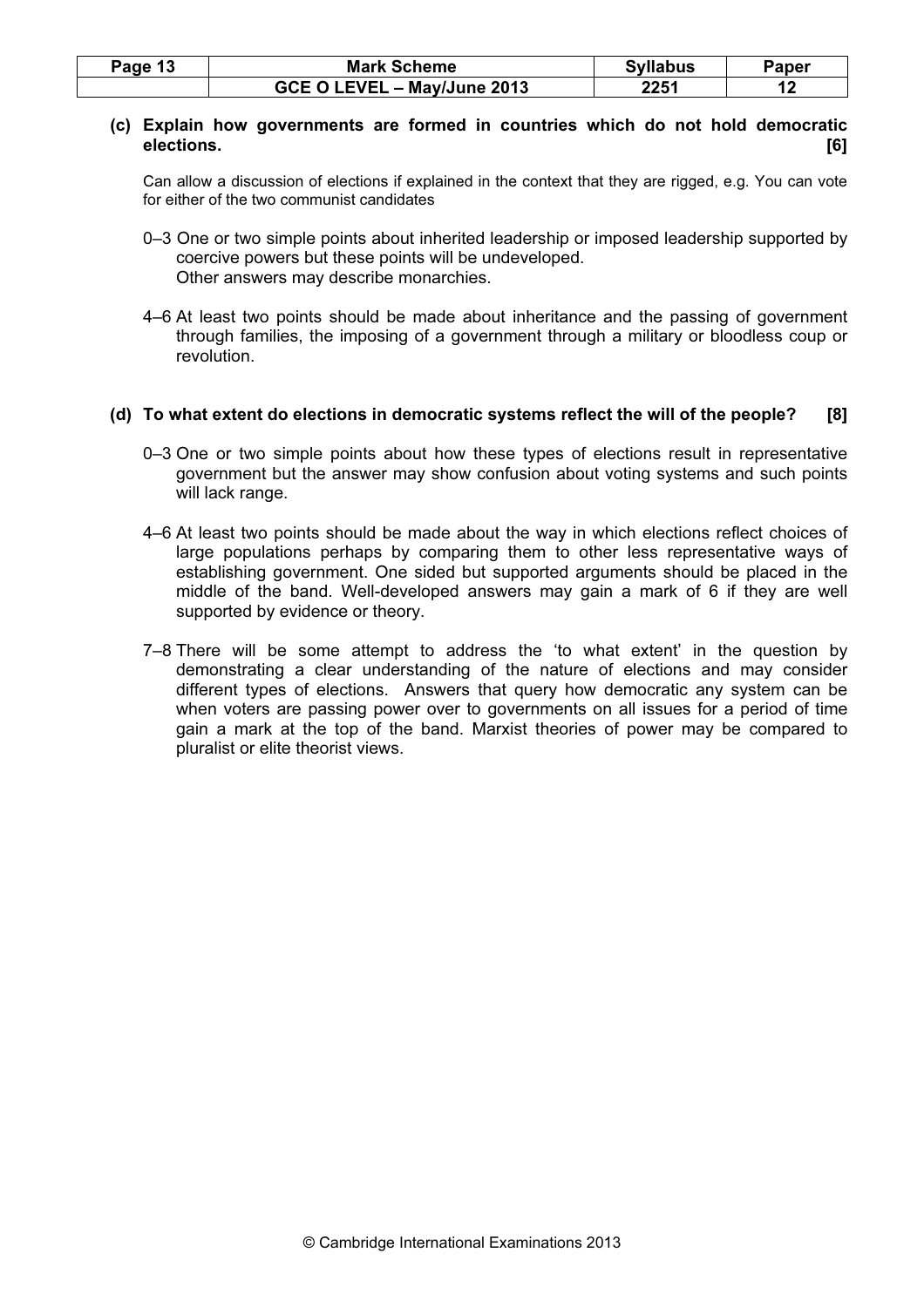**(c) Explain how governments are formed in countries which do not hold democratic elections. [6]**

Can allow a discussion of elections if explained in the context that they are rigged, e.g. You can vote for either of the two communist candidates

0–3 One or two simple points about inherited leadership or imposed leadership supported by coercive powers but these points will be undeveloped.
Other answers may describe monarchies.

4–6 At least two points should be made about inheritance and the passing of government through families, the imposing of a government through a military or bloodless coup or revolution.

**(d) To what extent do elections in democratic systems reflect the will of the people? [8]**

0–3 One or two simple points about how these types of elections result in representative government but the answer may show confusion about voting systems and such points will lack range.

4–6 At least two points should be made about the way in which elections reflect choices of large populations perhaps by comparing them to other less representative ways of establishing government. One sided but supported arguments should be placed in the middle of the band. Well-developed answers may gain a mark of 6 if they are well supported by evidence or theory.

7–8 There will be some attempt to address the 'to what extent' in the question by demonstrating a clear understanding of the nature of elections and may consider different types of elections. Answers that query how democratic any system can be when voters are passing power over to governments on all issues for a period of time gain a mark at the top of the band. Marxist theories of power may be compared to pluralist or elite theorist views.